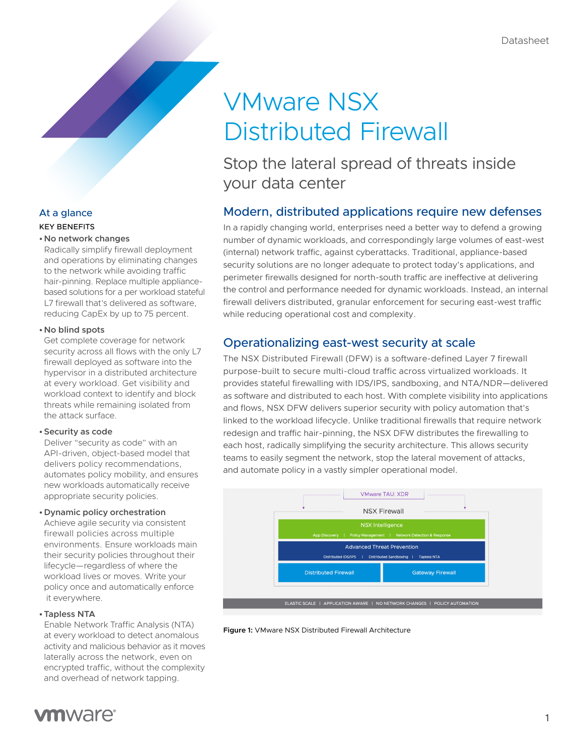Datasheet

# VMware NSX Distributed Firewall

Stop the lateral spread of threats inside your data center

## At a glance

**KEY BENEFITS**

- **No network changes**
  Radically simplify firewall deployment and operations by eliminating changes to the network while avoiding traffic hair-pinning. Replace multiple appliance-based solutions for a per workload stateful L7 firewall that's delivered as software, reducing CapEx by up to 75 percent.

- **No blind spots**
  Get complete coverage for network security across all flows with the only L7 firewall deployed as software into the hypervisor in a distributed architecture at every workload. Get visibility and workload context to identify and block threats while remaining isolated from the attack surface.

- **Security as code**
  Deliver "security as code" with an API-driven, object-based model that delivers policy recommendations, automates policy mobility, and ensures new workloads automatically receive appropriate security policies.

- **Dynamic policy orchestration**
  Achieve agile security via consistent firewall policies across multiple environments. Ensure workloads main their security policies throughout their lifecycle—regardless of where the workload lives or moves. Write your policy once and automatically enforce it everywhere.

- **Tapless NTA**
  Enable Network Traffic Analysis (NTA) at every workload to detect anomalous activity and malicious behavior as it moves laterally across the network, even on encrypted traffic, without the complexity and overhead of network tapping.

## Modern, distributed applications require new defenses

In a rapidly changing world, enterprises need a better way to defend a growing number of dynamic workloads, and correspondingly large volumes of east-west (internal) network traffic, against cyberattacks. Traditional, appliance-based security solutions are no longer adequate to protect today's applications, and perimeter firewalls designed for north-south traffic are ineffective at delivering the control and performance needed for dynamic workloads. Instead, an internal firewall delivers distributed, granular enforcement for securing east-west traffic while reducing operational cost and complexity.

## Operationalizing east-west security at scale

The NSX Distributed Firewall (DFW) is a software-defined Layer 7 firewall purpose-built to secure multi-cloud traffic across virtualized workloads. It provides stateful firewalling with IDS/IPS, sandboxing, and NTA/NDR—delivered as software and distributed to each host. With complete visibility into applications and flows, NSX DFW delivers superior security with policy automation that's linked to the workload lifecycle. Unlike traditional firewalls that require network redesign and traffic hair-pinning, the NSX DFW distributes the firewalling to each host, radically simplifying the security architecture. This allows security teams to easily segment the network, stop the lateral movement of attacks, and automate policy in a vastly simpler operational model.

VMware TAU: XDR

NSX Firewall

NSX Intelligence
App Discovery | Policy Management | Network Detection & Response

Advanced Threat Prevention
Distributed IDS/IPS | Distributed Sandboxing | Tapless NTA

Distributed Firewall | Gateway Firewall

ELASTIC SCALE | APPLICATION AWARE | NO NETWORK CHANGES | POLICY AUTOMATION

**Figure 1:** VMware NSX Distributed Firewall Architecture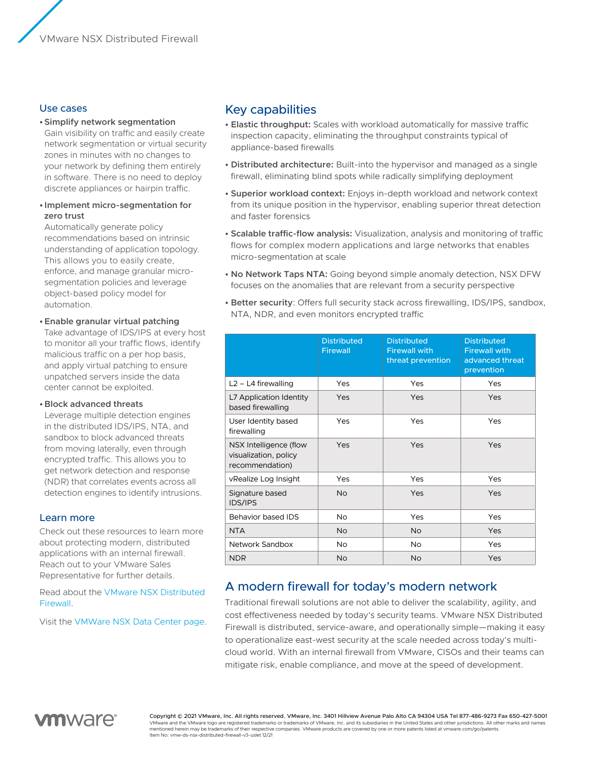## Use cases

- **Simplify network segmentation**
  Gain visibility on traffic and easily create network segmentation or virtual security zones in minutes with no changes to your network by defining them entirely in software. There is no need to deploy discrete appliances or hairpin traffic.

- **Implement micro-segmentation for zero trust**
  Automatically generate policy recommendations based on intrinsic understanding of application topology. This allows you to easily create, enforce, and manage granular micro-segmentation policies and leverage object-based policy model for automation.

- **Enable granular virtual patching**
  Take advantage of IDS/IPS at every host to monitor all your traffic flows, identify malicious traffic on a per hop basis, and apply virtual patching to ensure unpatched servers inside the data center cannot be exploited.

- **Block advanced threats**
  Leverage multiple detection engines in the distributed IDS/IPS, NTA, and sandbox to block advanced threats from moving laterally, even through encrypted traffic. This allows you to get network detection and response (NDR) that correlates events across all detection engines to identify intrusions.

## Learn more

Check out these resources to learn more about protecting modern, distributed applications with an internal firewall. Reach out to your VMware Sales Representative for further details.

Read about the VMware NSX Distributed Firewall.

Visit the VMWare NSX Data Center page.

## Key capabilities

- **Elastic throughput:** Scales with workload automatically for massive traffic inspection capacity, eliminating the throughput constraints typical of appliance-based firewalls
- **Distributed architecture:** Built-into the hypervisor and managed as a single firewall, eliminating blind spots while radically simplifying deployment
- **Superior workload context:** Enjoys in-depth workload and network context from its unique position in the hypervisor, enabling superior threat detection and faster forensics
- **Scalable traffic-flow analysis:** Visualization, analysis and monitoring of traffic flows for complex modern applications and large networks that enables micro-segmentation at scale
- **No Network Taps NTA:** Going beyond simple anomaly detection, NSX DFW focuses on the anomalies that are relevant from a security perspective
- **Better security**: Offers full security stack across firewalling, IDS/IPS, sandbox, NTA, NDR, and even monitors encrypted traffic

| | Distributed Firewall | Distributed Firewall with threat prevention | Distributed Firewall with advanced threat prevention |
|---|---|---|---|
| L2 – L4 firewalling | Yes | Yes | Yes |
| L7 Application Identity based firewalling | Yes | Yes | Yes |
| User Identity based firewalling | Yes | Yes | Yes |
| NSX Intelligence (flow visualization, policy recommendation) | Yes | Yes | Yes |
| vRealize Log Insight | Yes | Yes | Yes |
| Signature based IDS/IPS | No | Yes | Yes |
| Behavior based IDS | No | Yes | Yes |
| NTA | No | No | Yes |
| Network Sandbox | No | No | Yes |
| NDR | No | No | Yes |

## A modern firewall for today's modern network

Traditional firewall solutions are not able to deliver the scalability, agility, and cost effectiveness needed by today's security teams. VMware NSX Distributed Firewall is distributed, service-aware, and operationally simple—making it easy to operationalize east-west security at the scale needed across today's multi-cloud world. With an internal firewall from VMware, CISOs and their teams can mitigate risk, enable compliance, and move at the speed of development.

**Copyright © 2021 VMware, Inc. All rights reserved. VMware, Inc. 3401 Hillview Avenue Palo Alto CA 94304 USA Tel 877-486-9273 Fax 650-427-5001**
VMware and the VMware logo are registered trademarks or trademarks of VMware, Inc. and its subsidiaries in the United States and other jurisdictions. All other marks and names mentioned herein may be trademarks of their respective companies. VMware products are covered by one or more patents listed at vmware.com/go/patents.
Item No: vmw-ds-nsx-distributed-firewall-v3-uslet 12/21